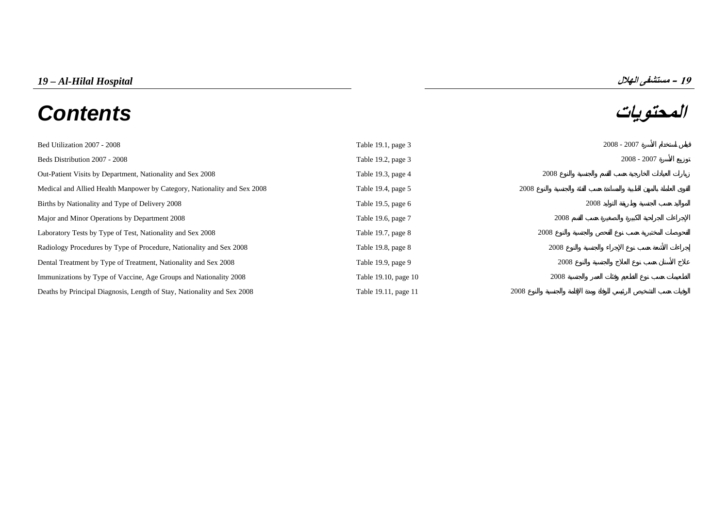# 19 – Al-Hilal Hospital

# 19 – مستشفى الهلال

## Contents

## المحتويات

| | | |
|---|---|---|
| Bed Utilization 2007 - 2008 | Table 19.1, page 3 | قياس استخدام الأسرة 2007 - 2008 |
| Beds Distribution 2007 - 2008 | Table 19.2, page 3 | توزيع الأسرة 2007 - 2008 |
| Out-Patient Visits by Department, Nationality and Sex 2008 | Table 19.3, page 4 | زيارات العيادات الخارجية حسب القسم والجنسية والنوع 2008 |
| Medical and Allied Health Manpower by Category, Nationality and Sex 2008 | Table 19.4, page 5 | القوى العاملة بالمهن الطبية والمساندة حسب الفئة والجنسية والنوع 2008 |
| Births by Nationality and Type of Delivery 2008 | Table 19.5, page 6 | المواليد حسب الجنسية وطريقة التوليد 2008 |
| Major and Minor Operations by Department 2008 | Table 19.6, page 7 | الإجراءات الجراحية الكبيرة والصغيرة حسب القسم 2008 |
| Laboratory Tests by Type of Test, Nationality and Sex 2008 | Table 19.7, page 8 | الفحوصات المختبرية حسب نوع الفحص والجنسية والنوع 2008 |
| Radiology Procedures by Type of Procedure, Nationality and Sex 2008 | Table 19.8, page 8 | إجراءات الأشعة حسب نوع الإجراء والجنسية والنوع 2008 |
| Dental Treatment by Type of Treatment, Nationality and Sex 2008 | Table 19.9, page 9 | علاج الأسنان حسب نوع العلاج والجنسية والنوع 2008 |
| Immunizations by Type of Vaccine, Age Groups and Nationality 2008 | Table 19.10, page 10 | التطعيمات حسب نوع التطعيم وفئات العمر والجنسية 2008 |
| Deaths by Principal Diagnosis, Length of Stay, Nationality and Sex 2008 | Table 19.11, page 11 | الوفيات حسب التشخيص الرئيسي للوفاة ومدة الإقامة والجنسية والنوع 2008 |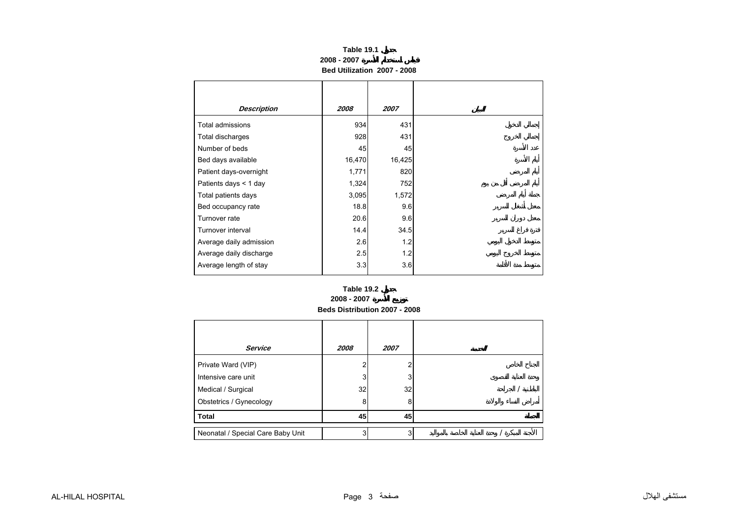**Table 19.1 جدول**

**قياس استخدام الأسرة 2007 - 2008**

**Bed Utilization 2007 - 2008**

| *Description* | *2008* | *2007* | *البيان* |
|---|---|---|---|
| Total admissions | 934 | 431 | إجمالي الدخول |
| Total discharges | 928 | 431 | إجمالي الخروج |
| Number of beds | 45 | 45 | عدد الأسرة |
| Bed days available | 16,470 | 16,425 | أيام الأسرة |
| Patient days-overnight | 1,771 | 820 | أيام المرضى |
| Patients days < 1 day | 1,324 | 752 | أيام المرضى أقل من يوم |
| Total patients days | 3,095 | 1,572 | جملة أيام المرضى |
| Bed occupancy rate | 18.8 | 9.6 | معدل أشغال السرير |
| Turnover rate | 20.6 | 9.6 | معدل دوران السرير |
| Turnover interval | 14.4 | 34.5 | فترة فراغ السرير |
| Average daily admission | 2.6 | 1.2 | متوسط الدخول اليومي |
| Average daily discharge | 2.5 | 1.2 | متوسط الخروج اليومي |
| Average length of stay | 3.3 | 3.6 | متوسط مدة الاقامة |

**Table 19.2 جدول**

**توزيع الأسرة 2007 - 2008**

**Beds Distribution 2007 - 2008**

| *Service* | *2008* | *2007* | *الخدمة* |
|---|---|---|---|
| Private Ward (VIP) | 2 | 2 | الجناح الخاص |
| Intensive care unit | 3 | 3 | وحدة العناية القصوى |
| Medical / Surgical | 32 | 32 | الباطنية / الجراحة |
| Obstetrics / Gynecology | 8 | 8 | أمراض النساء والولادة |
| **Total** | **45** | **45** | **الجملة** |
| Neonatal / Special Care Baby Unit | 3 | 3 | الأجنة المبكرة / وحدة العناية الخاصة بالمواليد |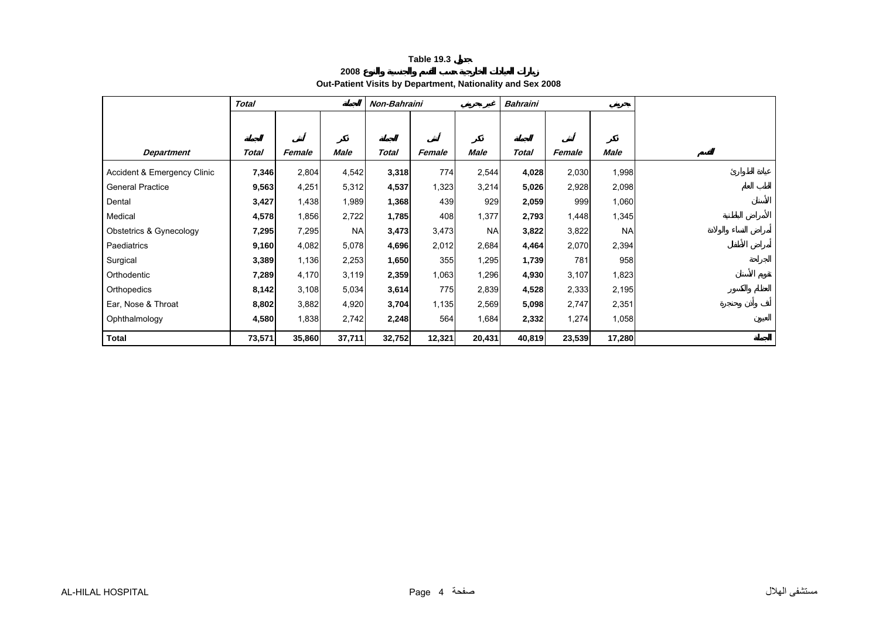**Table 19.3 جدول**

**زيارات العيادات الخارجية حسب القسم والجنسية والنوع 2008**

**Out-Patient Visits by Department, Nationality and Sex 2008**

| | *Total* | | الجملة | *Non-Bahraini* | | غير بحريني | *Bahraini* | | بحريني | |
|---|---|---|---|---|---|---|---|---|---|---|
| *Department* | الجملة *Total* | أنثى *Female* | ذكر *Male* | الجملة *Total* | أنثى *Female* | ذكر *Male* | الجملة *Total* | أنثى *Female* | ذكر *Male* | القسم |
| Accident & Emergency Clinic | **7,346** | 2,804 | 4,542 | **3,318** | 774 | 2,544 | **4,028** | 2,030 | 1,998 | عيادة الطوارئ |
| General Practice | **9,563** | 4,251 | 5,312 | **4,537** | 1,323 | 3,214 | **5,026** | 2,928 | 2,098 | الطب العام |
| Dental | **3,427** | 1,438 | 1,989 | **1,368** | 439 | 929 | **2,059** | 999 | 1,060 | الأسنان |
| Medical | **4,578** | 1,856 | 2,722 | **1,785** | 408 | 1,377 | **2,793** | 1,448 | 1,345 | الأمراض الباطنية |
| Obstetrics & Gynecology | **7,295** | 7,295 | NA | **3,473** | 3,473 | NA | **3,822** | 3,822 | NA | أمراض النساء والولادة |
| Paediatrics | **9,160** | 4,082 | 5,078 | **4,696** | 2,012 | 2,684 | **4,464** | 2,070 | 2,394 | أمراض الأطفال |
| Surgical | **3,389** | 1,136 | 2,253 | **1,650** | 355 | 1,295 | **1,739** | 781 | 958 | الجراحة |
| Orthodentic | **7,289** | 4,170 | 3,119 | **2,359** | 1,063 | 1,296 | **4,930** | 3,107 | 1,823 | تقويم الأسنان |
| Orthopedics | **8,142** | 3,108 | 5,034 | **3,614** | 775 | 2,839 | **4,528** | 2,333 | 2,195 | العظام والكسور |
| Ear, Nose & Throat | **8,802** | 3,882 | 4,920 | **3,704** | 1,135 | 2,569 | **5,098** | 2,747 | 2,351 | أنف وأذن وحنجرة |
| Ophthalmology | **4,580** | 1,838 | 2,742 | **2,248** | 564 | 1,684 | **2,332** | 1,274 | 1,058 | العيون |
| **Total** | **73,571** | **35,860** | **37,711** | **32,752** | **12,321** | **20,431** | **40,819** | **23,539** | **17,280** | **الجملة** |

AL-HILAL HOSPITAL مستشفى الهلال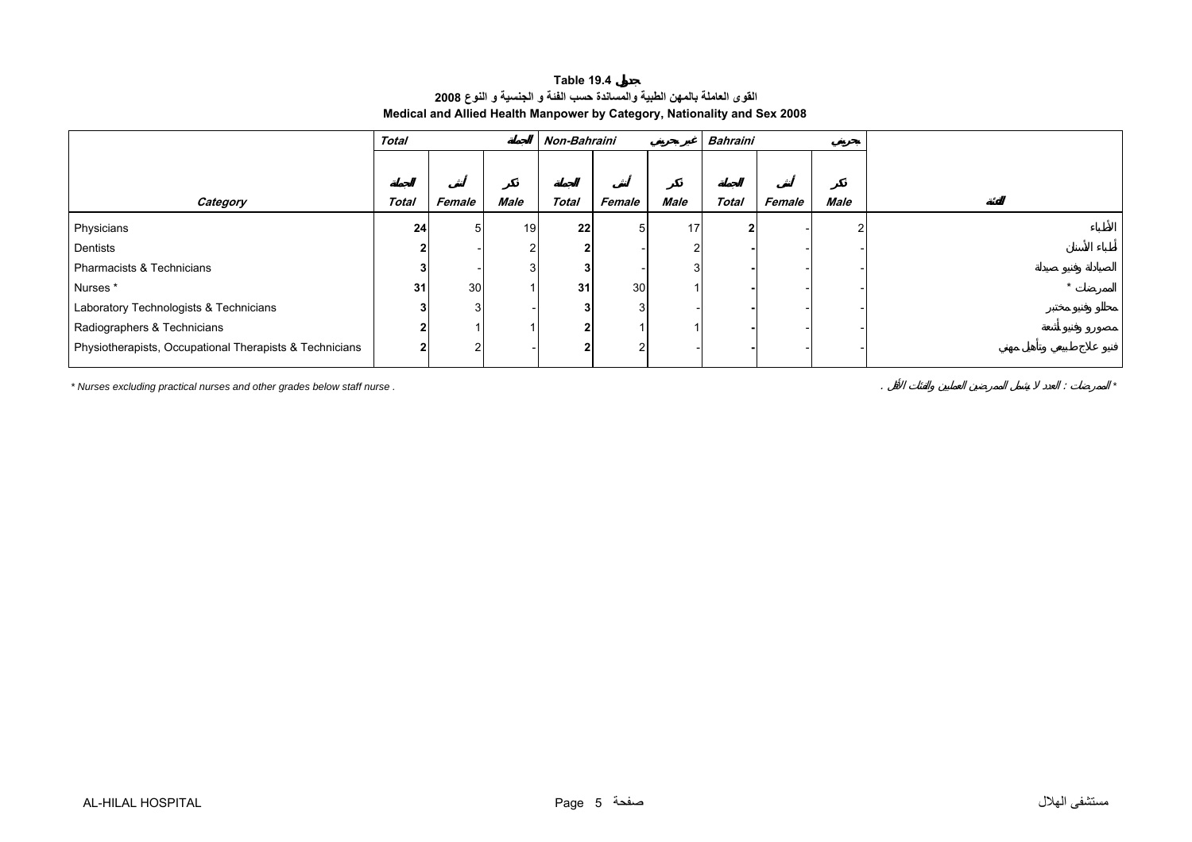**Table 19.4 جدول**

**القوى العاملة بالمهن الطبية والمساندة حسب الفئة و الجنسية و النوع 2008**

**Medical and Allied Health Manpower by Category, Nationality and Sex 2008**

| | *Total* الجملة | | | *Non-Bahraini* غير بحريني | | | *Bahraini* بحريني | | | |
|---|---|---|---|---|---|---|---|---|---|---|
| ***Category*** | الجملة ***Total*** | أنثى ***Female*** | ذكر ***Male*** | الجملة ***Total*** | أنثى ***Female*** | ذكر ***Male*** | الجملة ***Total*** | أنثى ***Female*** | ذكر ***Male*** | الفئة |
| Physicians | **24** | 5 | 19 | **22** | 5 | 17 | **2** | - | 2 | الأطباء |
| Dentists | **2** | - | 2 | **2** | - | 2 | **-** | - | - | أطباء الأسنان |
| Pharmacists & Technicians | **3** | - | 3 | **3** | - | 3 | **-** | - | - | الصيادلة وفنيو صيدلة |
| Nurses * | **31** | 30 | 1 | **31** | 30 | 1 | **-** | - | - | الممرضات * |
| Laboratory Technologists & Technicians | **3** | 3 | - | **3** | 3 | - | **-** | - | - | محللو وفنيو مختبر |
| Radiographers & Technicians | **2** | 1 | 1 | **2** | 1 | 1 | **-** | - | - | مصورو وفنيو أشعة |
| Physiotherapists, Occupational Therapists & Technicians | **2** | 2 | - | **2** | 2 | - | **-** | - | - | فنيو علاج طبيعي وتأهيل مهني |

*\* Nurses excluding practical nurses and other grades below staff nurse .*

\* الممرضات : العدد لا يشمل الممرضين العمليين والفئات الأقل .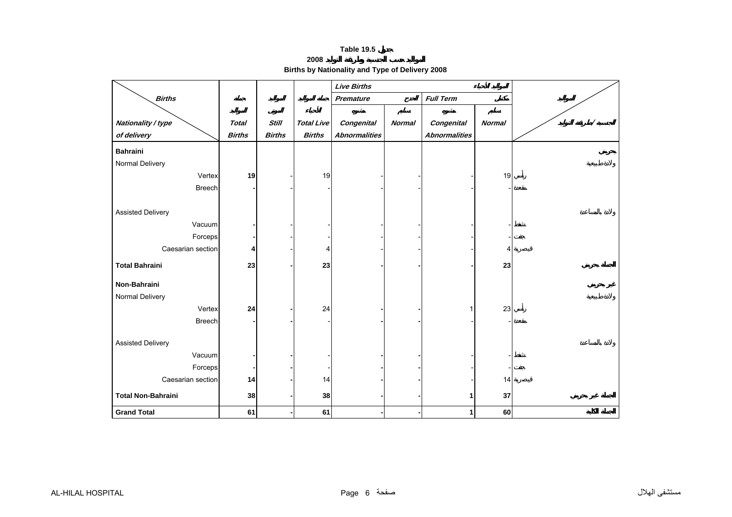# Table 19.5 جدول

## 2008 المواليد حسب الجنسية وطريقة التوليد

## Births by Nationality and Type of Delivery 2008

| Births / Nationality / type of delivery | Total Births جملة المواليد | Still Births المواليد الموتى | Total Live Births جملة المواليد الأحياء | Live Births المواليد الأحياء | | | | الجنسية / طريقة التوليد |
|---|---|---|---|---|---|---|---|---|
| | | | | Premature الخدج | | Full Term مكتمل | | |
| | | | | Congenital Abnormalities مشوه | Normal سليم | Congenital Abnormalities مشوه | Normal سليم | |
| **Bahraini** | | | | | | | | **بحريني** |
| Normal Delivery | | | | | | | | ولادة طبيعية |
| Vertex | **19** | - | 19 | - | - | - | 19 | رأسي |
| Breech | **-** | - | - | - | - | - | - | مقعدة |
| Assisted Delivery | | | | | | | | ولادة بالمساعدة |
| Vacuum | **-** | - | - | - | - | - | - | شفط |
| Forceps | **-** | - | - | - | - | - | - | جفت |
| Caesarian section | **4** | - | 4 | - | - | - | 4 | قيصرية |
| **Total Bahraini** | **23** | **-** | **23** | **-** | **-** | **-** | **23** | **الجملة بحريني** |
| **Non-Bahraini** | | | | | | | | **غير بحريني** |
| Normal Delivery | | | | | | | | ولادة طبيعية |
| Vertex | **24** | **-** | 24 | **-** | **-** | 1 | 23 | رأسي |
| Breech | **-** | **-** | - | **-** | **-** | - | - | مقعدة |
| Assisted Delivery | | | | | | | | ولادة بالمساعدة |
| Vacuum | **-** | **-** | - | **-** | **-** | - | - | شفط |
| Forceps | **-** | **-** | - | **-** | **-** | - | - | جفت |
| Caesarian section | **14** | **-** | 14 | **-** | **-** | - | 14 | قيصرية |
| **Total Non-Bahraini** | **38** | **-** | **38** | **-** | **-** | **1** | **37** | **الجملة غير بحريني** |
| **Grand Total** | **61** | **-** | **61** | **-** | **-** | **1** | **60** | **الجملة الكلية** |

AL-HILAL HOSPITAL مستشفى الهلال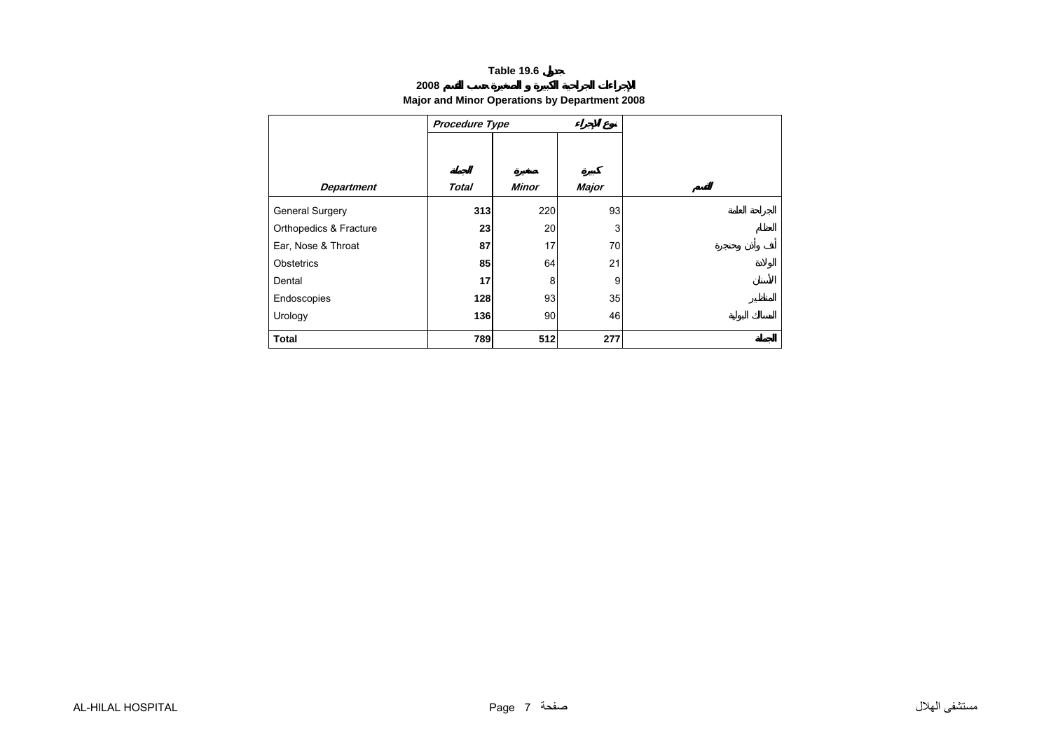**Table 19.6 جدول**

**الإجراءات الجراحية الكبيرة و الصغيرة حسب القسم 2008**

**Major and Minor Operations by Department 2008**

| *Department* | *Procedure Type* *Total* الجملة | *Minor* صغيرة | *Major* كبيرة | القسم |
|---|---|---|---|---|
| General Surgery | **313** | 220 | 93 | الجراحة العامة |
| Orthopedics & Fracture | **23** | 20 | 3 | العظام |
| Ear, Nose & Throat | **87** | 17 | 70 | أنف وأذن وحنجرة |
| Obstetrics | **85** | 64 | 21 | الولادة |
| Dental | **17** | 8 | 9 | الأسنان |
| Endoscopies | **128** | 93 | 35 | المناظير |
| Urology | **136** | 90 | 46 | المسالك البولية |
| **Total** | **789** | **512** | **277** | **الجملة** |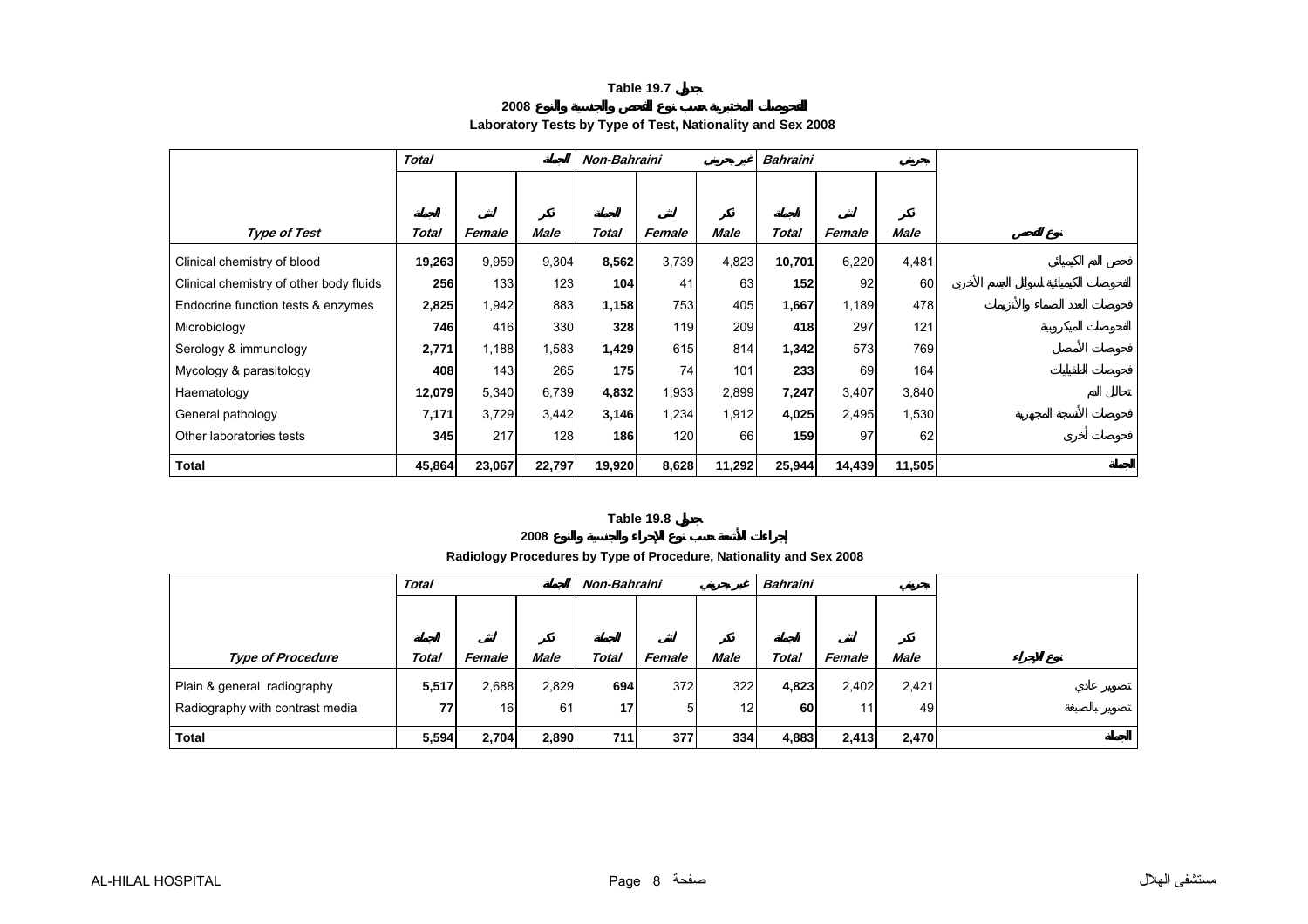**Table 19.7 جدول**

**2008 الفحوصات المختبرية حسب نوع الفحص والجنسية والنوع**

**Laboratory Tests by Type of Test, Nationality and Sex 2008**

| | *Total* | | *المجموع* | *Non-Bahraini* | | *غير بحريني* | *Bahraini* | | *بحريني* | |
|---|---|---|---|---|---|---|---|---|---|---|
| | *المجموع* | *أنثى* | *ذكر* | *المجموع* | *أنثى* | *ذكر* | *المجموع* | *أنثى* | *ذكر* | |
| ***Type of Test*** | ***Total*** | ***Female*** | ***Male*** | ***Total*** | ***Female*** | ***Male*** | ***Total*** | ***Female*** | ***Male*** | ***نوع الفحص*** |
| Clinical chemistry of blood | **19,263** | 9,959 | 9,304 | **8,562** | 3,739 | 4,823 | **10,701** | 6,220 | 4,481 | فحص الدم الكيميائي |
| Clinical chemistry of other body fluids | **256** | 133 | 123 | **104** | 41 | 63 | **152** | 92 | 60 | الفحوصات الكيميائية لسوائل الجسم الأخرى |
| Endocrine function tests & enzymes | **2,825** | 1,942 | 883 | **1,158** | 753 | 405 | **1,667** | 1,189 | 478 | فحوصات الغدد الصماء والأنزيمات |
| Microbiology | **746** | 416 | 330 | **328** | 119 | 209 | **418** | 297 | 121 | الفحوصات الميكروبية |
| Serology & immunology | **2,771** | 1,188 | 1,583 | **1,429** | 615 | 814 | **1,342** | 573 | 769 | فحوصات الأمصال |
| Mycology & parasitology | **408** | 143 | 265 | **175** | 74 | 101 | **233** | 69 | 164 | فحوصات الطفيليات |
| Haematology | **12,079** | 5,340 | 6,739 | **4,832** | 1,933 | 2,899 | **7,247** | 3,407 | 3,840 | تحاليل الدم |
| General pathology | **7,171** | 3,729 | 3,442 | **3,146** | 1,234 | 1,912 | **4,025** | 2,495 | 1,530 | فحوصات الأنسجة المجهرية |
| Other laboratories tests | **345** | 217 | 128 | **186** | 120 | 66 | **159** | 97 | 62 | فحوصات أخرى |
| **Total** | **45,864** | **23,067** | **22,797** | **19,920** | **8,628** | **11,292** | **25,944** | **14,439** | **11,505** | **المجموع** |

**Table 19.8 جدول**

**2008 إجراءات الأشعة حسب نوع الإجراء والجنسية والنوع**

**Radiology Procedures by Type of Procedure, Nationality and Sex 2008**

| | *Total* | | *المجموع* | *Non-Bahraini* | | *غير بحريني* | *Bahraini* | | *بحريني* | |
|---|---|---|---|---|---|---|---|---|---|---|
| | *المجموع* | *أنثى* | *ذكر* | *المجموع* | *أنثى* | *ذكر* | *المجموع* | *أنثى* | *ذكر* | |
| ***Type of Procedure*** | ***Total*** | ***Female*** | ***Male*** | ***Total*** | ***Female*** | ***Male*** | ***Total*** | ***Female*** | ***Male*** | ***نوع الإجراء*** |
| Plain & general radiography | **5,517** | 2,688 | 2,829 | **694** | 372 | 322 | **4,823** | 2,402 | 2,421 | تصوير عادي |
| Radiography with contrast media | **77** | 16 | 61 | **17** | 5 | 12 | **60** | 11 | 49 | تصوير بالصبغة |
| **Total** | **5,594** | **2,704** | **2,890** | **711** | **377** | **334** | **4,883** | **2,413** | **2,470** | **المجموع** |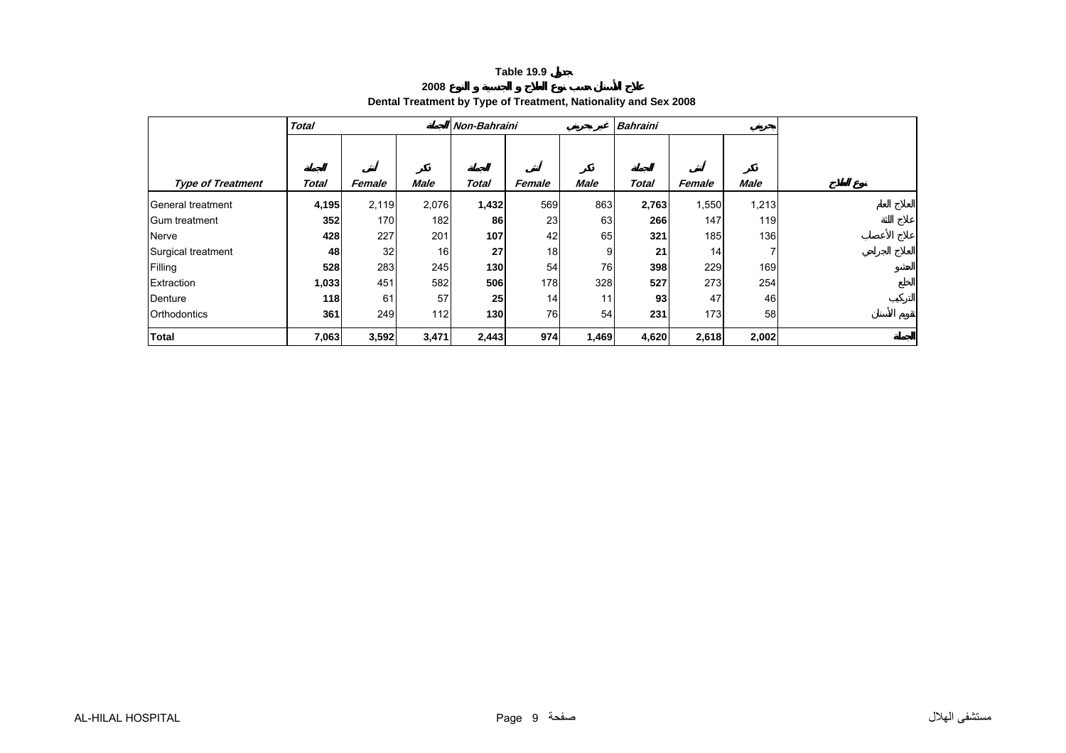**Table 19.9 جدول**

**علاج الأسنان حسب نوع العلاج و الجنسية و النوع 2008**

**Dental Treatment by Type of Treatment, Nationality and Sex 2008**

| | *Total* | | الجملة | *Non-Bahraini* | | غير بحريني | *Bahraini* | | بحريني | |
|---|---|---|---|---|---|---|---|---|---|---|
| *Type of Treatment* | الجملة *Total* | أنثى *Female* | ذكر *Male* | الجملة *Total* | أنثى *Female* | ذكر *Male* | الجملة *Total* | أنثى *Female* | ذكر *Male* | نوع العلاج |
| General treatment | **4,195** | 2,119 | 2,076 | **1,432** | 569 | 863 | **2,763** | 1,550 | 1,213 | العلاج العام |
| Gum treatment | **352** | 170 | 182 | **86** | 23 | 63 | **266** | 147 | 119 | علاج اللثة |
| Nerve | **428** | 227 | 201 | **107** | 42 | 65 | **321** | 185 | 136 | علاج الأعصاب |
| Surgical treatment | **48** | 32 | 16 | **27** | 18 | 9 | **21** | 14 | 7 | العلاج الجراحي |
| Filling | **528** | 283 | 245 | **130** | 54 | 76 | **398** | 229 | 169 | الحشو |
| Extraction | **1,033** | 451 | 582 | **506** | 178 | 328 | **527** | 273 | 254 | الخلع |
| Denture | **118** | 61 | 57 | **25** | 14 | 11 | **93** | 47 | 46 | التركيب |
| Orthodontics | **361** | 249 | 112 | **130** | 76 | 54 | **231** | 173 | 58 | تقويم الأسنان |
| **Total** | **7,063** | **3,592** | **3,471** | **2,443** | **974** | **1,469** | **4,620** | **2,618** | **2,002** | **الجملة** |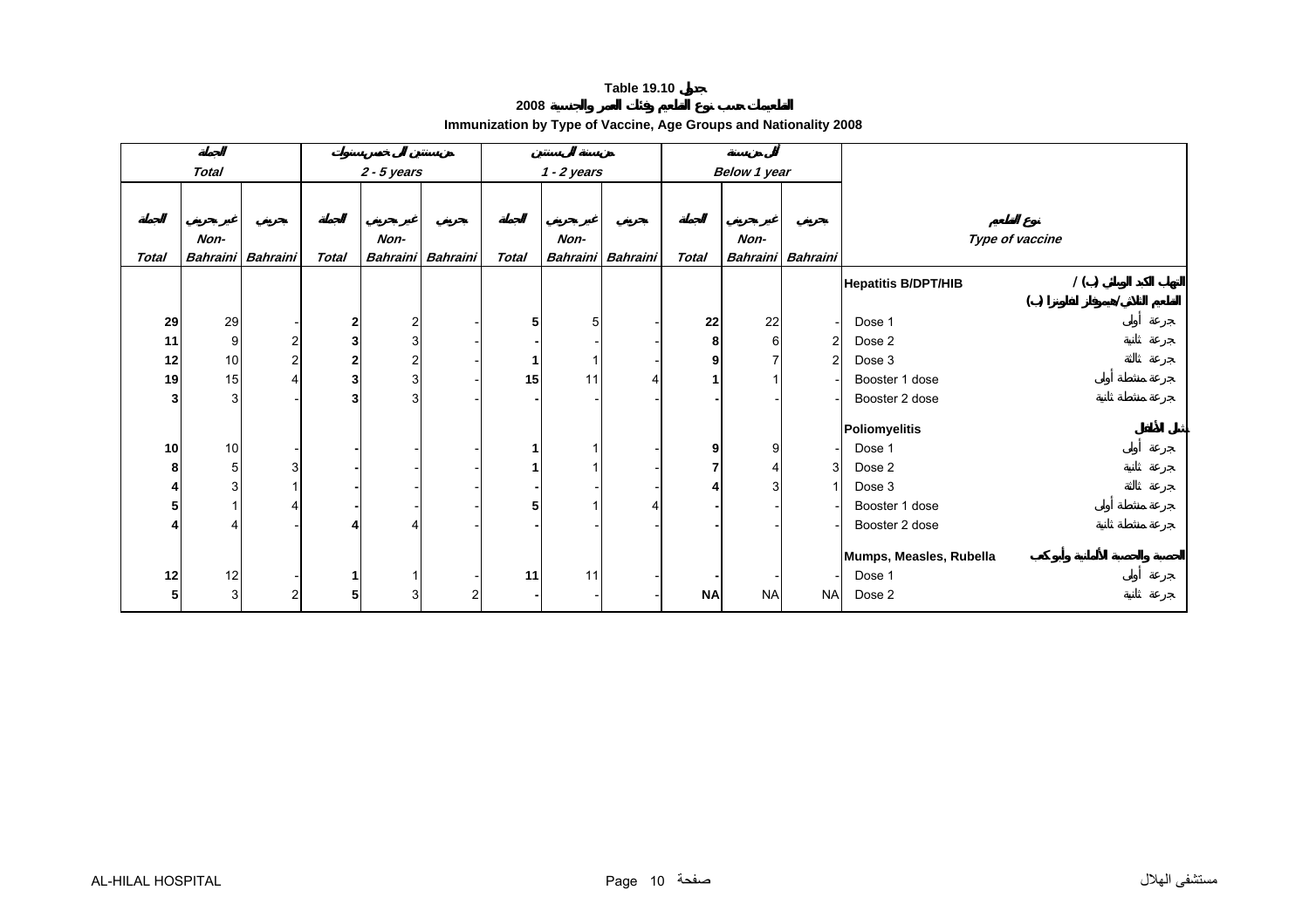# Table 19.10 جدول

## التطعيمات حسب نوع التطعيم وفئات العمر والجنسية 2008

## Immunization by Type of Vaccine, Age Groups and Nationality 2008

| الجملة Total | | | من سنتين إلى خمس سنوات 2 - 5 years | | | من سنة إلى سنتين 1 - 2 years | | | أقل من سنة Below 1 year | | | نوع التطعيم Type of vaccine |
|---|---|---|---|---|---|---|---|---|---|---|---|---|
| الجملة Total | غير بحريني Non-Bahraini | بحريني Bahraini | الجملة Total | غير بحريني Non-Bahraini | بحريني Bahraini | الجملة Total | غير بحريني Non-Bahraini | بحريني Bahraini | الجملة Total | غير بحريني Non-Bahraini | بحريني Bahraini | |
| | | | | | | | | | | | | **Hepatitis B/DPT/HIB** التهاب الكبد الوبائي (ب) / الثلاثي/هيموفيلس انفلونزا (ب) |
| **29** | 29 | - | **2** | 2 | - | **5** | 5 | - | **22** | 22 | - | Dose 1 جرعة أولى |
| **11** | 9 | 2 | **3** | 3 | - | **-** | - | - | **8** | 6 | 2 | Dose 2 جرعة ثانية |
| **12** | 10 | 2 | **2** | 2 | - | **1** | 1 | - | **9** | 7 | 2 | Dose 3 جرعة ثالثة |
| **19** | 15 | 4 | **3** | 3 | - | **15** | 11 | 4 | **1** | 1 | - | Booster 1 dose جرعة منشطة أولى |
| **3** | 3 | - | **3** | 3 | - | **-** | - | - | **-** | - | - | Booster 2 dose جرعة منشطة ثانية |
| | | | | | | | | | | | | **Poliomyelitis** شلل الأطفال |
| **10** | 10 | - | **-** | - | - | **1** | 1 | - | **9** | 9 | - | Dose 1 جرعة أولى |
| **8** | 5 | 3 | **-** | - | - | **1** | 1 | - | **7** | 4 | 3 | Dose 2 جرعة ثانية |
| **4** | 3 | 1 | **-** | - | - | **-** | - | - | **4** | 3 | 1 | Dose 3 جرعة ثالثة |
| **5** | 1 | 4 | **-** | - | - | **5** | 1 | 4 | **-** | - | - | Booster 1 dose جرعة منشطة أولى |
| **4** | 4 | - | **4** | 4 | - | **-** | - | - | **-** | - | - | Booster 2 dose جرعة منشطة ثانية |
| | | | | | | | | | | | | **Mumps, Measles, Rubella** الحصبة والحصبة الألمانية وأبو كعب |
| **12** | 12 | - | **1** | 1 | - | **11** | 11 | - | **-** | - | - | Dose 1 جرعة أولى |
| **5** | 3 | 2 | **5** | 3 | 2 | **-** | - | - | **NA** | NA | NA | Dose 2 جرعة ثانية |

AL-HILAL HOSPITAL مستشفى الهلال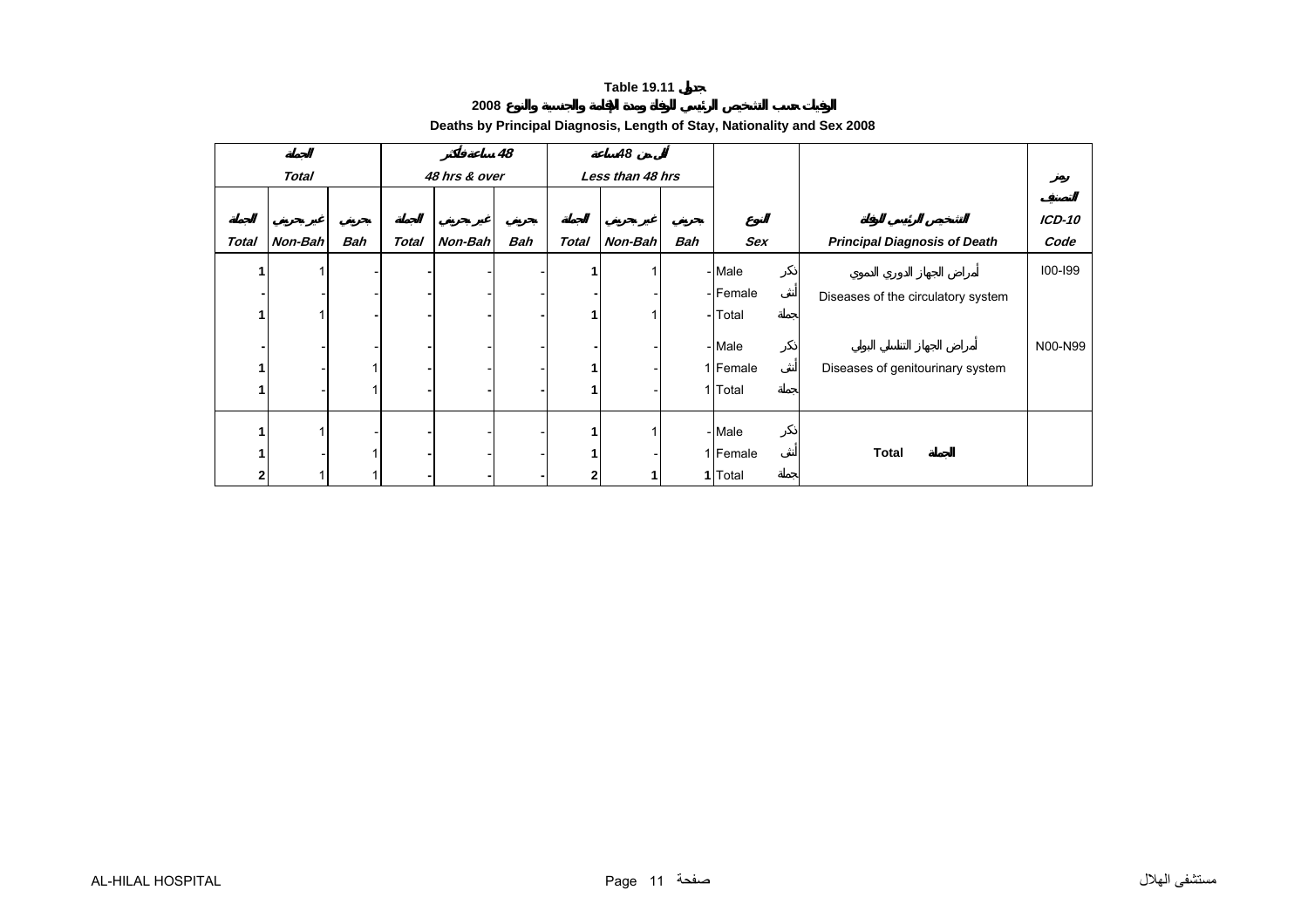# Table 19.11 جدول

## الوفيات حسب التشخيص الرئيسي للوفاة ومدة الإقامة والجنسية والنوع 2008

## Deaths by Principal Diagnosis, Length of Stay, Nationality and Sex 2008

| الجملة Total | | | 48 ساعة فأكثر 48 hrs & over | | | أقل من 48 ساعة Less than 48 hrs | | | | | | |
|---|---|---|---|---|---|---|---|---|---|---|---|---|
| الجملة Total | غير بحريني Non-Bah | بحريني Bah | الجملة Total | غير بحريني Non-Bah | بحريني Bah | الجملة Total | غير بحريني Non-Bah | بحريني Bah | النوع Sex | | التشخيص الرئيسي للوفاة Principal Diagnosis of Death | رمز التصنيف ICD-10 Code |
| 1 | 1 | - | - | - | - | 1 | 1 | - | Male | ذكر | أمراض الجهاز الدوري الدموي Diseases of the circulatory system | I00-I99 |
| - | - | - | - | - | - | - | - | - | Female | أنثى | | |
| 1 | 1 | - | - | - | - | 1 | 1 | - | Total | جملة | | |
| - | - | - | - | - | - | - | - | - | Male | ذكر | أمراض الجهاز التناسلي البولي Diseases of genitourinary system | N00-N99 |
| 1 | - | 1 | - | - | - | 1 | - | 1 | Female | أنثى | | |
| 1 | - | 1 | - | - | - | 1 | - | 1 | Total | جملة | | |
| 1 | 1 | - | - | - | - | 1 | 1 | - | Male | ذكر | Total الجملة | |
| 1 | - | 1 | - | - | - | 1 | - | 1 | Female | أنثى | | |
| 2 | 1 | 1 | - | - | - | 2 | 1 | 1 | Total | جملة | | |

AL-HILAL HOSPITAL مستشفى الهلال